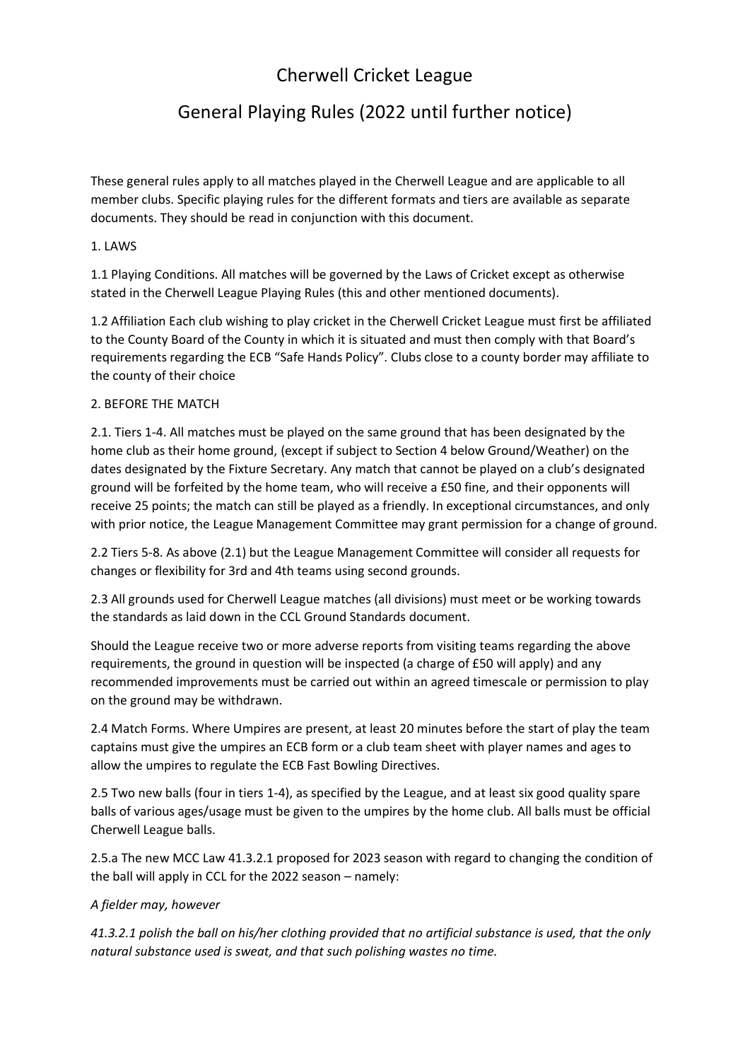# Cherwell Cricket League

## General Playing Rules (2022 until further notice)

These general rules apply to all matches played in the Cherwell League and are applicable to all member clubs. Specific playing rules for the different formats and tiers are available as separate documents. They should be read in conjunction with this document.

1. LAWS

1.1 Playing Conditions. All matches will be governed by the Laws of Cricket except as otherwise stated in the Cherwell League Playing Rules (this and other mentioned documents).

1.2 Affiliation Each club wishing to play cricket in the Cherwell Cricket League must first be affiliated to the County Board of the County in which it is situated and must then comply with that Board's requirements regarding the ECB "Safe Hands Policy". Clubs close to a county border may affiliate to the county of their choice

2. BEFORE THE MATCH

2.1. Tiers 1-4. All matches must be played on the same ground that has been designated by the home club as their home ground, (except if subject to Section 4 below Ground/Weather) on the dates designated by the Fixture Secretary. Any match that cannot be played on a club's designated ground will be forfeited by the home team, who will receive a £50 fine, and their opponents will receive 25 points; the match can still be played as a friendly. In exceptional circumstances, and only with prior notice, the League Management Committee may grant permission for a change of ground.

2.2 Tiers 5-8. As above (2.1) but the League Management Committee will consider all requests for changes or flexibility for 3rd and 4th teams using second grounds.

2.3 All grounds used for Cherwell League matches (all divisions) must meet or be working towards the standards as laid down in the CCL Ground Standards document.

Should the League receive two or more adverse reports from visiting teams regarding the above requirements, the ground in question will be inspected (a charge of £50 will apply) and any recommended improvements must be carried out within an agreed timescale or permission to play on the ground may be withdrawn.

2.4 Match Forms. Where Umpires are present, at least 20 minutes before the start of play the team captains must give the umpires an ECB form or a club team sheet with player names and ages to allow the umpires to regulate the ECB Fast Bowling Directives.

2.5 Two new balls (four in tiers 1-4), as specified by the League, and at least six good quality spare balls of various ages/usage must be given to the umpires by the home club. All balls must be official Cherwell League balls.

2.5.a The new MCC Law 41.3.2.1 proposed for 2023 season with regard to changing the condition of the ball will apply in CCL for the 2022 season – namely:

*A fielder may, however*

*41.3.2.1 polish the ball on his/her clothing provided that no artificial substance is used, that the only natural substance used is sweat, and that such polishing wastes no time.*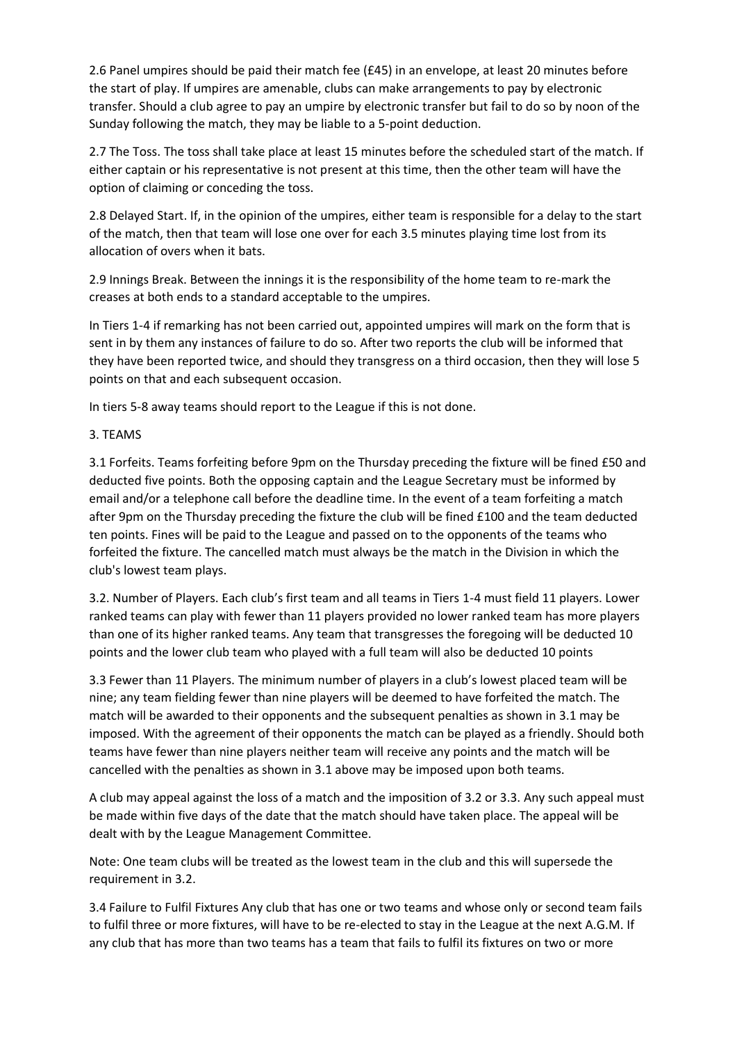2.6 Panel umpires should be paid their match fee (£45) in an envelope, at least 20 minutes before the start of play. If umpires are amenable, clubs can make arrangements to pay by electronic transfer. Should a club agree to pay an umpire by electronic transfer but fail to do so by noon of the Sunday following the match, they may be liable to a 5-point deduction.

2.7 The Toss. The toss shall take place at least 15 minutes before the scheduled start of the match. If either captain or his representative is not present at this time, then the other team will have the option of claiming or conceding the toss.

2.8 Delayed Start. If, in the opinion of the umpires, either team is responsible for a delay to the start of the match, then that team will lose one over for each 3.5 minutes playing time lost from its allocation of overs when it bats.

2.9 Innings Break. Between the innings it is the responsibility of the home team to re-mark the creases at both ends to a standard acceptable to the umpires.

In Tiers 1-4 if remarking has not been carried out, appointed umpires will mark on the form that is sent in by them any instances of failure to do so. After two reports the club will be informed that they have been reported twice, and should they transgress on a third occasion, then they will lose 5 points on that and each subsequent occasion.

In tiers 5-8 away teams should report to the League if this is not done.

## 3. TEAMS

3.1 Forfeits. Teams forfeiting before 9pm on the Thursday preceding the fixture will be fined £50 and deducted five points. Both the opposing captain and the League Secretary must be informed by email and/or a telephone call before the deadline time. In the event of a team forfeiting a match after 9pm on the Thursday preceding the fixture the club will be fined £100 and the team deducted ten points. Fines will be paid to the League and passed on to the opponents of the teams who forfeited the fixture. The cancelled match must always be the match in the Division in which the club's lowest team plays.

3.2. Number of Players. Each club's first team and all teams in Tiers 1-4 must field 11 players. Lower ranked teams can play with fewer than 11 players provided no lower ranked team has more players than one of its higher ranked teams. Any team that transgresses the foregoing will be deducted 10 points and the lower club team who played with a full team will also be deducted 10 points

3.3 Fewer than 11 Players. The minimum number of players in a club's lowest placed team will be nine; any team fielding fewer than nine players will be deemed to have forfeited the match. The match will be awarded to their opponents and the subsequent penalties as shown in 3.1 may be imposed. With the agreement of their opponents the match can be played as a friendly. Should both teams have fewer than nine players neither team will receive any points and the match will be cancelled with the penalties as shown in 3.1 above may be imposed upon both teams.

A club may appeal against the loss of a match and the imposition of 3.2 or 3.3. Any such appeal must be made within five days of the date that the match should have taken place. The appeal will be dealt with by the League Management Committee.

Note: One team clubs will be treated as the lowest team in the club and this will supersede the requirement in 3.2.

3.4 Failure to Fulfil Fixtures Any club that has one or two teams and whose only or second team fails to fulfil three or more fixtures, will have to be re-elected to stay in the League at the next A.G.M. If any club that has more than two teams has a team that fails to fulfil its fixtures on two or more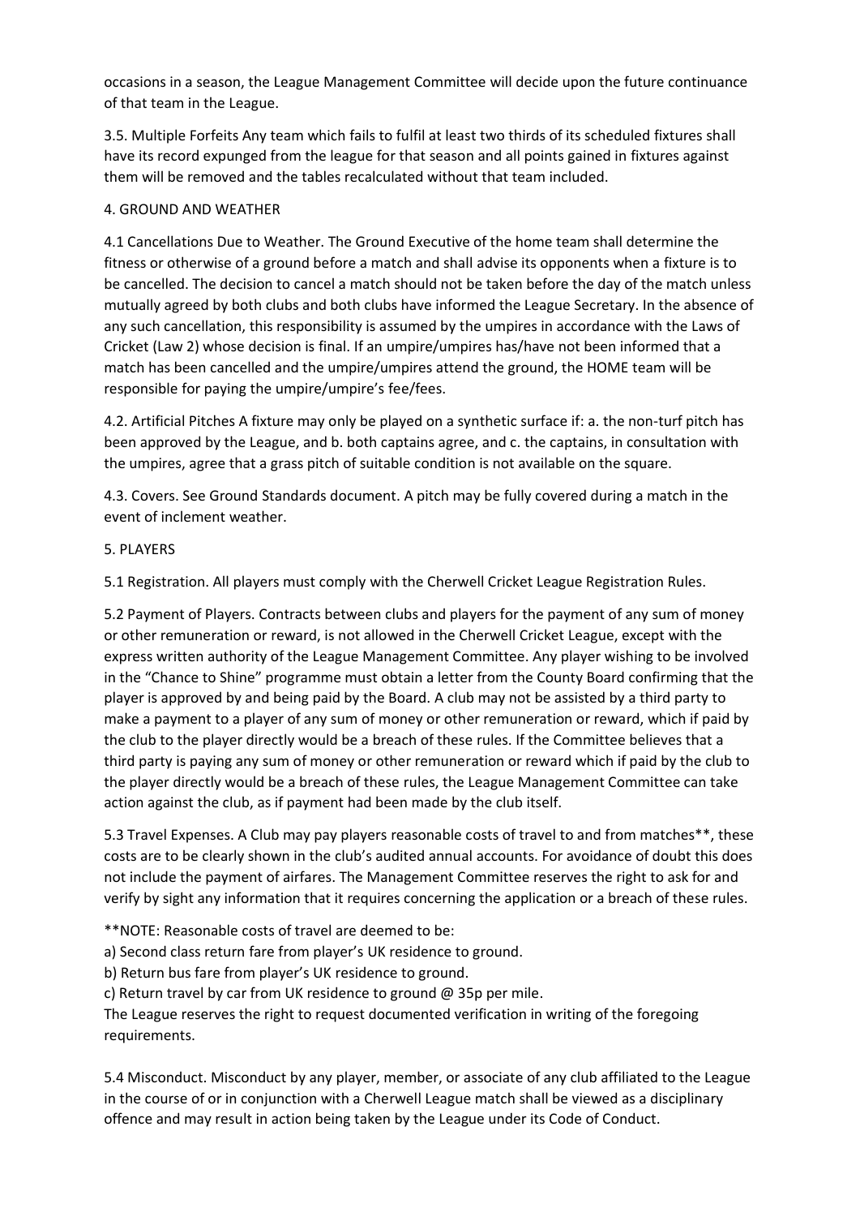occasions in a season, the League Management Committee will decide upon the future continuance of that team in the League.

3.5. Multiple Forfeits Any team which fails to fulfil at least two thirds of its scheduled fixtures shall have its record expunged from the league for that season and all points gained in fixtures against them will be removed and the tables recalculated without that team included.

## 4. GROUND AND WEATHER

4.1 Cancellations Due to Weather. The Ground Executive of the home team shall determine the fitness or otherwise of a ground before a match and shall advise its opponents when a fixture is to be cancelled. The decision to cancel a match should not be taken before the day of the match unless mutually agreed by both clubs and both clubs have informed the League Secretary. In the absence of any such cancellation, this responsibility is assumed by the umpires in accordance with the Laws of Cricket (Law 2) whose decision is final. If an umpire/umpires has/have not been informed that a match has been cancelled and the umpire/umpires attend the ground, the HOME team will be responsible for paying the umpire/umpire's fee/fees.

4.2. Artificial Pitches A fixture may only be played on a synthetic surface if: a. the non-turf pitch has been approved by the League, and b. both captains agree, and c. the captains, in consultation with the umpires, agree that a grass pitch of suitable condition is not available on the square.

4.3. Covers. See Ground Standards document. A pitch may be fully covered during a match in the event of inclement weather.

## 5. PLAYERS

5.1 Registration. All players must comply with the Cherwell Cricket League Registration Rules.

5.2 Payment of Players. Contracts between clubs and players for the payment of any sum of money or other remuneration or reward, is not allowed in the Cherwell Cricket League, except with the express written authority of the League Management Committee. Any player wishing to be involved in the "Chance to Shine" programme must obtain a letter from the County Board confirming that the player is approved by and being paid by the Board. A club may not be assisted by a third party to make a payment to a player of any sum of money or other remuneration or reward, which if paid by the club to the player directly would be a breach of these rules. If the Committee believes that a third party is paying any sum of money or other remuneration or reward which if paid by the club to the player directly would be a breach of these rules, the League Management Committee can take action against the club, as if payment had been made by the club itself.

5.3 Travel Expenses. A Club may pay players reasonable costs of travel to and from matches**, these costs are to be clearly shown in the club's audited annual accounts. For avoidance of doubt this does not include the payment of airfares. The Management Committee reserves the right to ask for and verify by sight any information that it requires concerning the application or a breach of these rules.

**NOTE: Reasonable costs of travel are deemed to be:
a) Second class return fare from player's UK residence to ground.
b) Return bus fare from player's UK residence to ground.
c) Return travel by car from UK residence to ground @ 35p per mile.
The League reserves the right to request documented verification in writing of the foregoing requirements.

5.4 Misconduct. Misconduct by any player, member, or associate of any club affiliated to the League in the course of or in conjunction with a Cherwell League match shall be viewed as a disciplinary offence and may result in action being taken by the League under its Code of Conduct.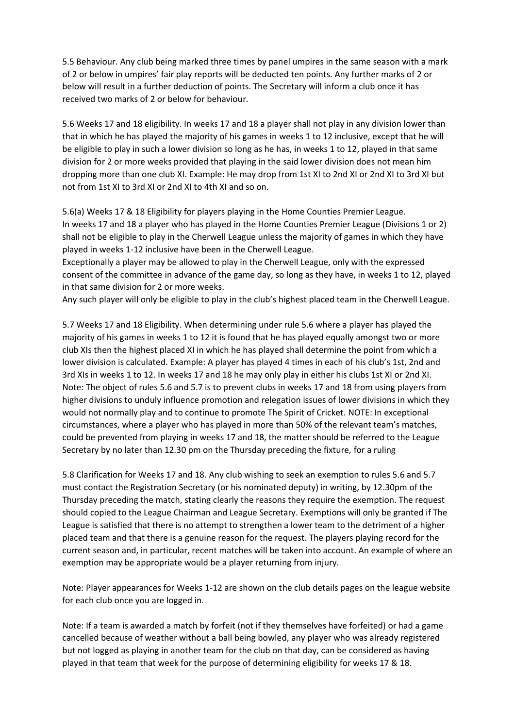5.5 Behaviour. Any club being marked three times by panel umpires in the same season with a mark of 2 or below in umpires' fair play reports will be deducted ten points. Any further marks of 2 or below will result in a further deduction of points. The Secretary will inform a club once it has received two marks of 2 or below for behaviour.

5.6 Weeks 17 and 18 eligibility. In weeks 17 and 18 a player shall not play in any division lower than that in which he has played the majority of his games in weeks 1 to 12 inclusive, except that he will be eligible to play in such a lower division so long as he has, in weeks 1 to 12, played in that same division for 2 or more weeks provided that playing in the said lower division does not mean him dropping more than one club XI. Example: He may drop from 1st XI to 2nd XI or 2nd XI to 3rd XI but not from 1st XI to 3rd XI or 2nd XI to 4th XI and so on.

5.6(a) Weeks 17 & 18 Eligibility for players playing in the Home Counties Premier League.
In weeks 17 and 18 a player who has played in the Home Counties Premier League (Divisions 1 or 2) shall not be eligible to play in the Cherwell League unless the majority of games in which they have played in weeks 1-12 inclusive have been in the Cherwell League.
Exceptionally a player may be allowed to play in the Cherwell League, only with the expressed consent of the committee in advance of the game day, so long as they have, in weeks 1 to 12, played in that same division for 2 or more weeks.
Any such player will only be eligible to play in the club's highest placed team in the Cherwell League.

5.7 Weeks 17 and 18 Eligibility. When determining under rule 5.6 where a player has played the majority of his games in weeks 1 to 12 it is found that he has played equally amongst two or more club XIs then the highest placed XI in which he has played shall determine the point from which a lower division is calculated. Example: A player has played 4 times in each of his club's 1st, 2nd and 3rd XIs in weeks 1 to 12. In weeks 17 and 18 he may only play in either his clubs 1st XI or 2nd XI. Note: The object of rules 5.6 and 5.7 is to prevent clubs in weeks 17 and 18 from using players from higher divisions to unduly influence promotion and relegation issues of lower divisions in which they would not normally play and to continue to promote The Spirit of Cricket. NOTE: In exceptional circumstances, where a player who has played in more than 50% of the relevant team's matches, could be prevented from playing in weeks 17 and 18, the matter should be referred to the League Secretary by no later than 12.30 pm on the Thursday preceding the fixture, for a ruling

5.8 Clarification for Weeks 17 and 18. Any club wishing to seek an exemption to rules 5.6 and 5.7 must contact the Registration Secretary (or his nominated deputy) in writing, by 12.30pm of the Thursday preceding the match, stating clearly the reasons they require the exemption. The request should copied to the League Chairman and League Secretary. Exemptions will only be granted if The League is satisfied that there is no attempt to strengthen a lower team to the detriment of a higher placed team and that there is a genuine reason for the request. The players playing record for the current season and, in particular, recent matches will be taken into account. An example of where an exemption may be appropriate would be a player returning from injury.

Note: Player appearances for Weeks 1-12 are shown on the club details pages on the league website for each club once you are logged in.

Note: If a team is awarded a match by forfeit (not if they themselves have forfeited) or had a game cancelled because of weather without a ball being bowled, any player who was already registered but not logged as playing in another team for the club on that day, can be considered as having played in that team that week for the purpose of determining eligibility for weeks 17 & 18.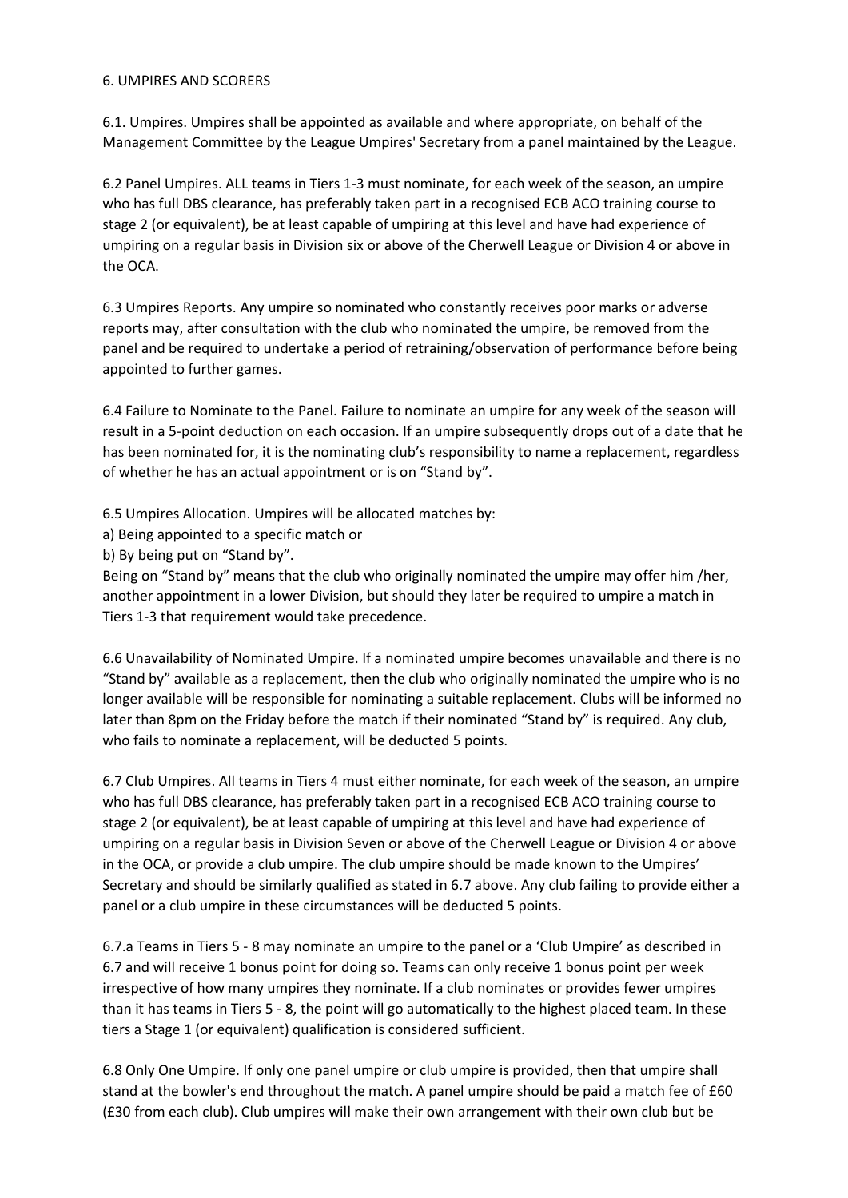## 6. UMPIRES AND SCORERS

6.1. Umpires. Umpires shall be appointed as available and where appropriate, on behalf of the Management Committee by the League Umpires' Secretary from a panel maintained by the League.

6.2 Panel Umpires. ALL teams in Tiers 1-3 must nominate, for each week of the season, an umpire who has full DBS clearance, has preferably taken part in a recognised ECB ACO training course to stage 2 (or equivalent), be at least capable of umpiring at this level and have had experience of umpiring on a regular basis in Division six or above of the Cherwell League or Division 4 or above in the OCA.

6.3 Umpires Reports. Any umpire so nominated who constantly receives poor marks or adverse reports may, after consultation with the club who nominated the umpire, be removed from the panel and be required to undertake a period of retraining/observation of performance before being appointed to further games.

6.4 Failure to Nominate to the Panel. Failure to nominate an umpire for any week of the season will result in a 5-point deduction on each occasion. If an umpire subsequently drops out of a date that he has been nominated for, it is the nominating club's responsibility to name a replacement, regardless of whether he has an actual appointment or is on "Stand by".

6.5 Umpires Allocation. Umpires will be allocated matches by:

a) Being appointed to a specific match or

b) By being put on "Stand by".

Being on "Stand by" means that the club who originally nominated the umpire may offer him /her, another appointment in a lower Division, but should they later be required to umpire a match in Tiers 1-3 that requirement would take precedence.

6.6 Unavailability of Nominated Umpire. If a nominated umpire becomes unavailable and there is no "Stand by" available as a replacement, then the club who originally nominated the umpire who is no longer available will be responsible for nominating a suitable replacement. Clubs will be informed no later than 8pm on the Friday before the match if their nominated "Stand by" is required. Any club, who fails to nominate a replacement, will be deducted 5 points.

6.7 Club Umpires. All teams in Tiers 4 must either nominate, for each week of the season, an umpire who has full DBS clearance, has preferably taken part in a recognised ECB ACO training course to stage 2 (or equivalent), be at least capable of umpiring at this level and have had experience of umpiring on a regular basis in Division Seven or above of the Cherwell League or Division 4 or above in the OCA, or provide a club umpire. The club umpire should be made known to the Umpires' Secretary and should be similarly qualified as stated in 6.7 above. Any club failing to provide either a panel or a club umpire in these circumstances will be deducted 5 points.

6.7.a Teams in Tiers 5 - 8 may nominate an umpire to the panel or a 'Club Umpire' as described in 6.7 and will receive 1 bonus point for doing so. Teams can only receive 1 bonus point per week irrespective of how many umpires they nominate. If a club nominates or provides fewer umpires than it has teams in Tiers 5 - 8, the point will go automatically to the highest placed team. In these tiers a Stage 1 (or equivalent) qualification is considered sufficient.

6.8 Only One Umpire. If only one panel umpire or club umpire is provided, then that umpire shall stand at the bowler's end throughout the match. A panel umpire should be paid a match fee of £60 (£30 from each club). Club umpires will make their own arrangement with their own club but be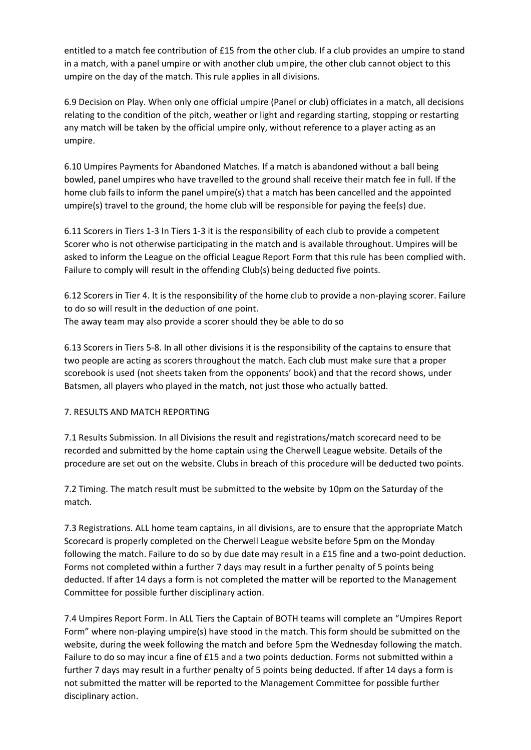entitled to a match fee contribution of £15 from the other club. If a club provides an umpire to stand in a match, with a panel umpire or with another club umpire, the other club cannot object to this umpire on the day of the match. This rule applies in all divisions.

6.9 Decision on Play. When only one official umpire (Panel or club) officiates in a match, all decisions relating to the condition of the pitch, weather or light and regarding starting, stopping or restarting any match will be taken by the official umpire only, without reference to a player acting as an umpire.

6.10 Umpires Payments for Abandoned Matches. If a match is abandoned without a ball being bowled, panel umpires who have travelled to the ground shall receive their match fee in full. If the home club fails to inform the panel umpire(s) that a match has been cancelled and the appointed umpire(s) travel to the ground, the home club will be responsible for paying the fee(s) due.

6.11 Scorers in Tiers 1-3 In Tiers 1-3 it is the responsibility of each club to provide a competent Scorer who is not otherwise participating in the match and is available throughout. Umpires will be asked to inform the League on the official League Report Form that this rule has been complied with. Failure to comply will result in the offending Club(s) being deducted five points.

6.12 Scorers in Tier 4. It is the responsibility of the home club to provide a non-playing scorer. Failure to do so will result in the deduction of one point.
The away team may also provide a scorer should they be able to do so

6.13 Scorers in Tiers 5-8. In all other divisions it is the responsibility of the captains to ensure that two people are acting as scorers throughout the match. Each club must make sure that a proper scorebook is used (not sheets taken from the opponents' book) and that the record shows, under Batsmen, all players who played in the match, not just those who actually batted.

## 7. RESULTS AND MATCH REPORTING

7.1 Results Submission. In all Divisions the result and registrations/match scorecard need to be recorded and submitted by the home captain using the Cherwell League website. Details of the procedure are set out on the website. Clubs in breach of this procedure will be deducted two points.

7.2 Timing. The match result must be submitted to the website by 10pm on the Saturday of the match.

7.3 Registrations. ALL home team captains, in all divisions, are to ensure that the appropriate Match Scorecard is properly completed on the Cherwell League website before 5pm on the Monday following the match. Failure to do so by due date may result in a £15 fine and a two-point deduction. Forms not completed within a further 7 days may result in a further penalty of 5 points being deducted. If after 14 days a form is not completed the matter will be reported to the Management Committee for possible further disciplinary action.

7.4 Umpires Report Form. In ALL Tiers the Captain of BOTH teams will complete an "Umpires Report Form" where non-playing umpire(s) have stood in the match. This form should be submitted on the website, during the week following the match and before 5pm the Wednesday following the match. Failure to do so may incur a fine of £15 and a two points deduction. Forms not submitted within a further 7 days may result in a further penalty of 5 points being deducted. If after 14 days a form is not submitted the matter will be reported to the Management Committee for possible further disciplinary action.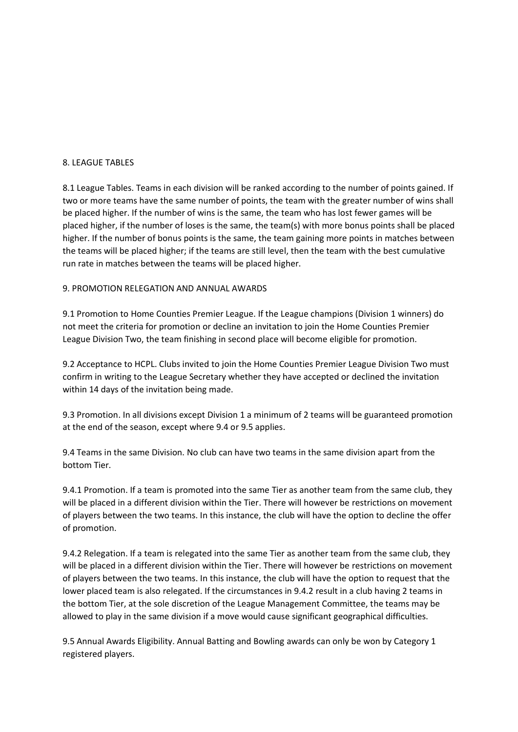## 8. LEAGUE TABLES

8.1 League Tables. Teams in each division will be ranked according to the number of points gained. If two or more teams have the same number of points, the team with the greater number of wins shall be placed higher. If the number of wins is the same, the team who has lost fewer games will be placed higher, if the number of loses is the same, the team(s) with more bonus points shall be placed higher. If the number of bonus points is the same, the team gaining more points in matches between the teams will be placed higher; if the teams are still level, then the team with the best cumulative run rate in matches between the teams will be placed higher.

## 9. PROMOTION RELEGATION AND ANNUAL AWARDS

9.1 Promotion to Home Counties Premier League. If the League champions (Division 1 winners) do not meet the criteria for promotion or decline an invitation to join the Home Counties Premier League Division Two, the team finishing in second place will become eligible for promotion.

9.2 Acceptance to HCPL. Clubs invited to join the Home Counties Premier League Division Two must confirm in writing to the League Secretary whether they have accepted or declined the invitation within 14 days of the invitation being made.

9.3 Promotion. In all divisions except Division 1 a minimum of 2 teams will be guaranteed promotion at the end of the season, except where 9.4 or 9.5 applies.

9.4 Teams in the same Division. No club can have two teams in the same division apart from the bottom Tier.

9.4.1 Promotion. If a team is promoted into the same Tier as another team from the same club, they will be placed in a different division within the Tier. There will however be restrictions on movement of players between the two teams. In this instance, the club will have the option to decline the offer of promotion.

9.4.2 Relegation. If a team is relegated into the same Tier as another team from the same club, they will be placed in a different division within the Tier. There will however be restrictions on movement of players between the two teams. In this instance, the club will have the option to request that the lower placed team is also relegated. If the circumstances in 9.4.2 result in a club having 2 teams in the bottom Tier, at the sole discretion of the League Management Committee, the teams may be allowed to play in the same division if a move would cause significant geographical difficulties.

9.5 Annual Awards Eligibility. Annual Batting and Bowling awards can only be won by Category 1 registered players.